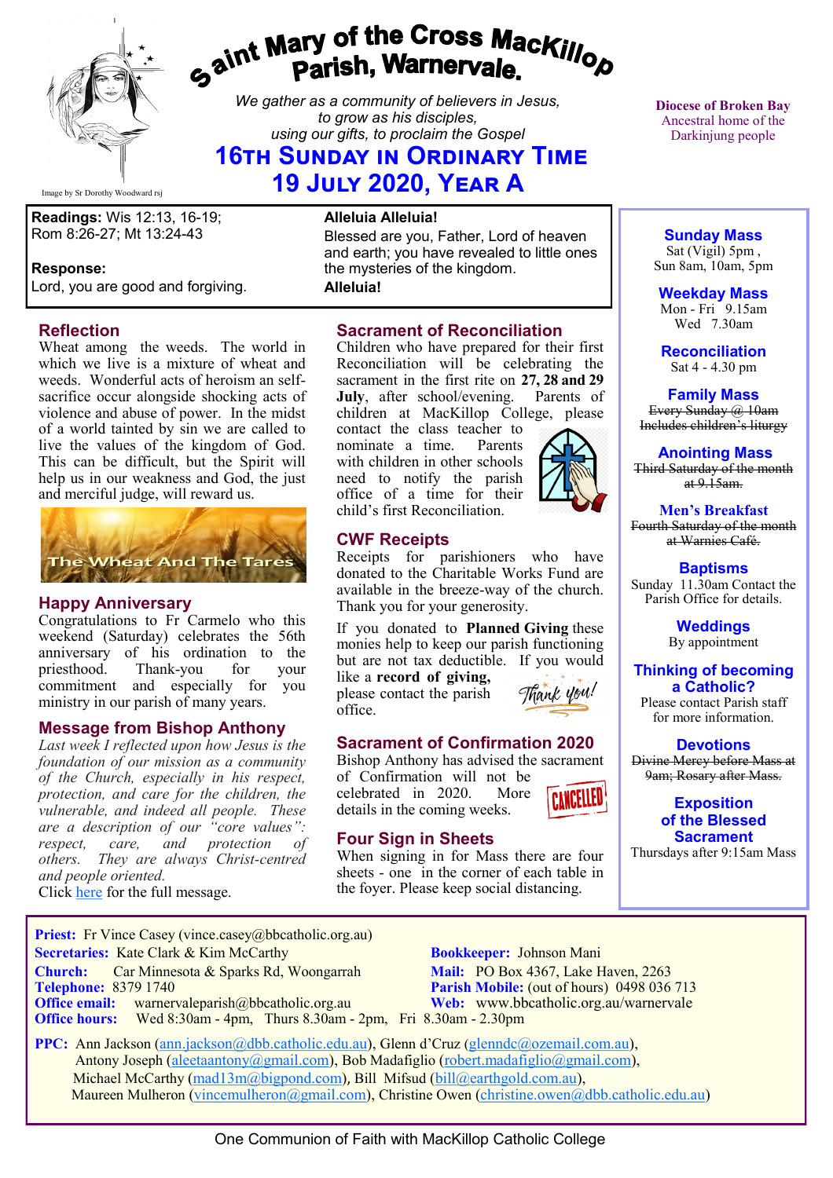# Saint Mary of the Cross MacKillop Parish, Warnervale.

*We gather as a community of believers in Jesus, to grow as his disciples, using our gifts, to proclaim the Gospel*

## 16th Sunday in Ordinary Time
## 19 July 2020, Year A

Image by Sr Dorothy Woodward rsj

**Diocese of Broken Bay**
Ancestral home of the Darkinjung people

**Readings:** Wis 12:13, 16-19; Rom 8:26-27; Mt 13:24-43

**Response:**
Lord, you are good and forgiving.

**Alleluia Alleluia!**
Blessed are you, Father, Lord of heaven and earth; you have revealed to little ones the mysteries of the kingdom.
**Alleluia!**

### Reflection

Wheat among the weeds. The world in which we live is a mixture of wheat and weeds. Wonderful acts of heroism an self-sacrifice occur alongside shocking acts of violence and abuse of power. In the midst of a world tainted by sin we are called to live the values of the kingdom of God. This can be difficult, but the Spirit will help us in our weakness and God, the just and merciful judge, will reward us.

The Wheat And The Tares

### Happy Anniversary

Congratulations to Fr Carmelo who this weekend (Saturday) celebrates the 56th anniversary of his ordination to the priesthood. Thank-you for your commitment and especially for you ministry in our parish of many years.

### Message from Bishop Anthony

*Last week I reflected upon how Jesus is the foundation of our mission as a community of the Church, especially in his respect, protection, and care for the children, the vulnerable, and indeed all people. These are a description of our "core values": respect, care, and protection of others. They are always Christ-centred and people oriented.*

Click here for the full message.

### Sacrament of Reconciliation

Children who have prepared for their first Reconciliation will be celebrating the sacrament in the first rite on **27, 28 and 29 July**, after school/evening. Parents of children at MacKillop College, please contact the class teacher to nominate a time. Parents with children in other schools need to notify the parish office of a time for their child's first Reconciliation.

### CWF Receipts

Receipts for parishioners who have donated to the Charitable Works Fund are available in the breeze-way of the church. Thank you for your generosity.

If you donated to **Planned Giving** these monies help to keep our parish functioning but are not tax deductible. If you would like a **record of giving,** please contact the parish office.

### Sacrament of Confirmation 2020

Bishop Anthony has advised the sacrament of Confirmation will not be celebrated in 2020. More details in the coming weeks.

### Four Sign in Sheets

When signing in for Mass there are four sheets - one in the corner of each table in the foyer. Please keep social distancing.

---

**Sunday Mass**
Sat (Vigil) 5pm ,
Sun 8am, 10am, 5pm

**Weekday Mass**
Mon - Fri 9.15am
Wed 7.30am

**Reconciliation**
Sat 4 - 4.30 pm

**Family Mass**
~~Every Sunday @ 10am~~
~~Includes children's liturgy~~

**Anointing Mass**
~~Third Saturday of the month at 9.15am.~~

**Men's Breakfast**
~~Fourth Saturday of the month at Warnies Café.~~

**Baptisms**
Sunday 11.30am Contact the Parish Office for details.

**Weddings**
By appointment

**Thinking of becoming a Catholic?**
Please contact Parish staff for more information.

**Devotions**
~~Divine Mercy before Mass at 9am; Rosary after Mass.~~

**Exposition of the Blessed Sacrament**
Thursdays after 9:15am Mass

---

**Priest:** Fr Vince Casey (vince.casey@bbcatholic.org.au)
**Secretaries:** Kate Clark & Kim McCarthy
**Bookkeeper:** Johnson Mani
**Church:** Car Minnesota & Sparks Rd, Woongarrah
**Mail:** PO Box 4367, Lake Haven, 2263
**Telephone:** 8379 1740
**Parish Mobile:** (out of hours) 0498 036 713
**Office email:** warnervaleparish@bbcatholic.org.au
**Web:** www.bbcatholic.org.au/warnervale
**Office hours:** Wed 8:30am - 4pm, Thurs 8.30am - 2pm, Fri 8.30am - 2.30pm

**PPC:** Ann Jackson (ann.jackson@dbb.catholic.edu.au), Glenn d'Cruz (glenndc@ozemail.com.au), Antony Joseph (aleetaantony@gmail.com), Bob Madafiglio (robert.madafiglio@gmail.com), Michael McCarthy (mad13m@bigpond.com), Bill Mifsud (bill@earthgold.com.au), Maureen Mulheron (vincemulheron@gmail.com), Christine Owen (christine.owen@dbb.catholic.edu.au)

One Communion of Faith with MacKillop Catholic College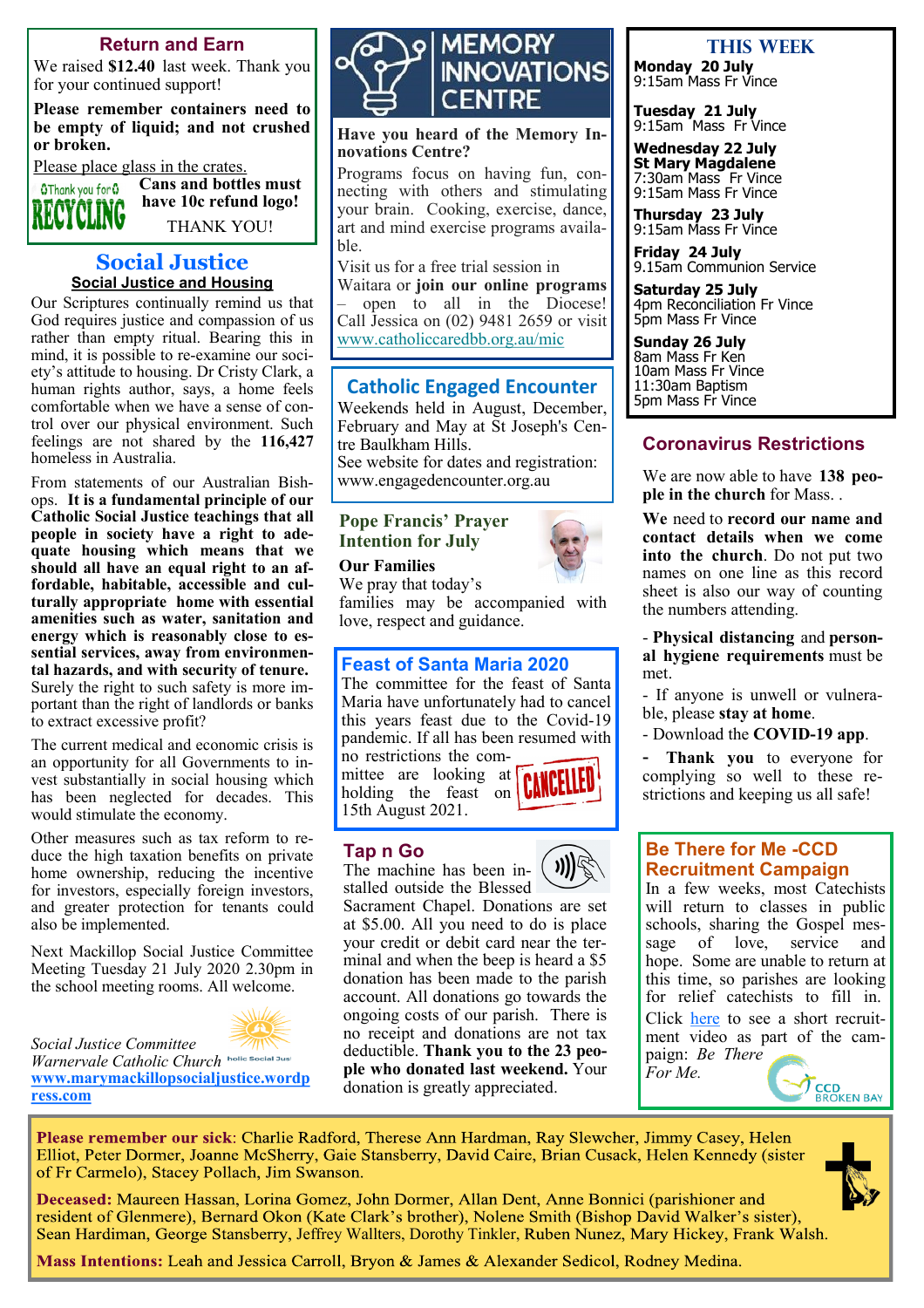## Return and Earn

We raised **$12.40** last week. Thank you for your continued support!

**Please remember containers need to be empty of liquid; and not crushed or broken.**

Please place glass in the crates.

**Cans and bottles must have 10c refund logo!**

THANK YOU!

## Social Justice

### Social Justice and Housing

Our Scriptures continually remind us that God requires justice and compassion of us rather than empty ritual. Bearing this in mind, it is possible to re-examine our society's attitude to housing. Dr Cristy Clark, a human rights author, says, a home feels comfortable when we have a sense of control over our physical environment. Such feelings are not shared by the **116,427** homeless in Australia.

From statements of our Australian Bishops. **It is a fundamental principle of our Catholic Social Justice teachings that all people in society have a right to adequate housing which means that we should all have an equal right to an affordable, habitable, accessible and culturally appropriate home with essential amenities such as water, sanitation and energy which is reasonably close to essential services, away from environmental hazards, and with security of tenure.** Surely the right to such safety is more important than the right of landlords or banks to extract excessive profit?

The current medical and economic crisis is an opportunity for all Governments to invest substantially in social housing which has been neglected for decades. This would stimulate the economy.

Other measures such as tax reform to reduce the high taxation benefits on private home ownership, reducing the incentive for investors, especially foreign investors, and greater protection for tenants could also be implemented.

Next Mackillop Social Justice Committee Meeting Tuesday 21 July 2020 2.30pm in the school meeting rooms. All welcome.

*Social Justice Committee*
*Warnervale Catholic Church*
**www.marymackillopsocialjustice.wordpress.com**

## MEMORY INNOVATIONS CENTRE

**Have you heard of the Memory Innovations Centre?**

Programs focus on having fun, connecting with others and stimulating your brain. Cooking, exercise, dance, art and mind exercise programs available.

Visit us for a free trial session in Waitara or **join our online programs** – open to all in the Diocese! Call Jessica on (02) 9481 2659 or visit www.catholiccaredbb.org.au/mic

## Catholic Engaged Encounter

Weekends held in August, December, February and May at St Joseph's Centre Baulkham Hills.
See website for dates and registration: www.engagedencounter.org.au

## Pope Francis' Prayer Intention for July

**Our Families**

We pray that today's families may be accompanied with love, respect and guidance.

## Feast of Santa Maria 2020

The committee for the feast of Santa Maria have unfortunately had to cancel this years feast due to the Covid-19 pandemic. If all has been resumed with no restrictions the committee are looking at holding the feast on 15th August 2021.

CANCELLED

## Tap n Go

The machine has been installed outside the Blessed Sacrament Chapel. Donations are set at $5.00. All you need to do is place your credit or debit card near the terminal and when the beep is heard a $5 donation has been made to the parish account. All donations go towards the ongoing costs of our parish. There is no receipt and donations are not tax deductible. **Thank you to the 23 people who donated last weekend.** Your donation is greatly appreciated.

## THIS WEEK

**Monday 20 July**
9:15am Mass Fr Vince

**Tuesday 21 July**
9:15am Mass Fr Vince

**Wednesday 22 July**
**St Mary Magdalene**
7:30am Mass Fr Vince
9:15am Mass Fr Vince

**Thursday 23 July**
9:15am Mass Fr Vince

**Friday 24 July**
9.15am Communion Service

**Saturday 25 July**
4pm Reconciliation Fr Vince
5pm Mass Fr Vince

**Sunday 26 July**
8am Mass Fr Ken
10am Mass Fr Vince
11:30am Baptism
5pm Mass Fr Vince

## Coronavirus Restrictions

We are now able to have **138 people in the church** for Mass. .

**We** need to **record our name and contact details when we come into the church**. Do not put two names on one line as this record sheet is also our way of counting the numbers attending.

- **Physical distancing** and **personal hygiene requirements** must be met.
- If anyone is unwell or vulnerable, please **stay at home**.
- Download the **COVID-19 app**.
- **Thank you** to everyone for complying so well to these restrictions and keeping us all safe!

## Be There for Me -CCD Recruitment Campaign

In a few weeks, most Catechists will return to classes in public schools, sharing the Gospel message of love, service and hope. Some are unable to return at this time, so parishes are looking for relief catechists to fill in.

Click here to see a short recruitment video as part of the campaign: *Be There For Me.*

CCD BROKEN BAY

---

**Please remember our sick**: Charlie Radford, Therese Ann Hardman, Ray Slewcher, Jimmy Casey, Helen Elliot, Peter Dormer, Joanne McSherry, Gaie Stansberry, David Caire, Brian Cusack, Helen Kennedy (sister of Fr Carmelo), Stacey Pollach, Jim Swanson.

**Deceased:** Maureen Hassan, Lorina Gomez, John Dormer, Allan Dent, Anne Bonnici (parishioner and resident of Glenmere), Bernard Okon (Kate Clark's brother), Nolene Smith (Bishop David Walker's sister), Sean Hardiman, George Stansberry, Jeffrey Wallters, Dorothy Tinkler, Ruben Nunez, Mary Hickey, Frank Walsh.

**Mass Intentions:** Leah and Jessica Carroll, Bryon & James & Alexander Sedicol, Rodney Medina.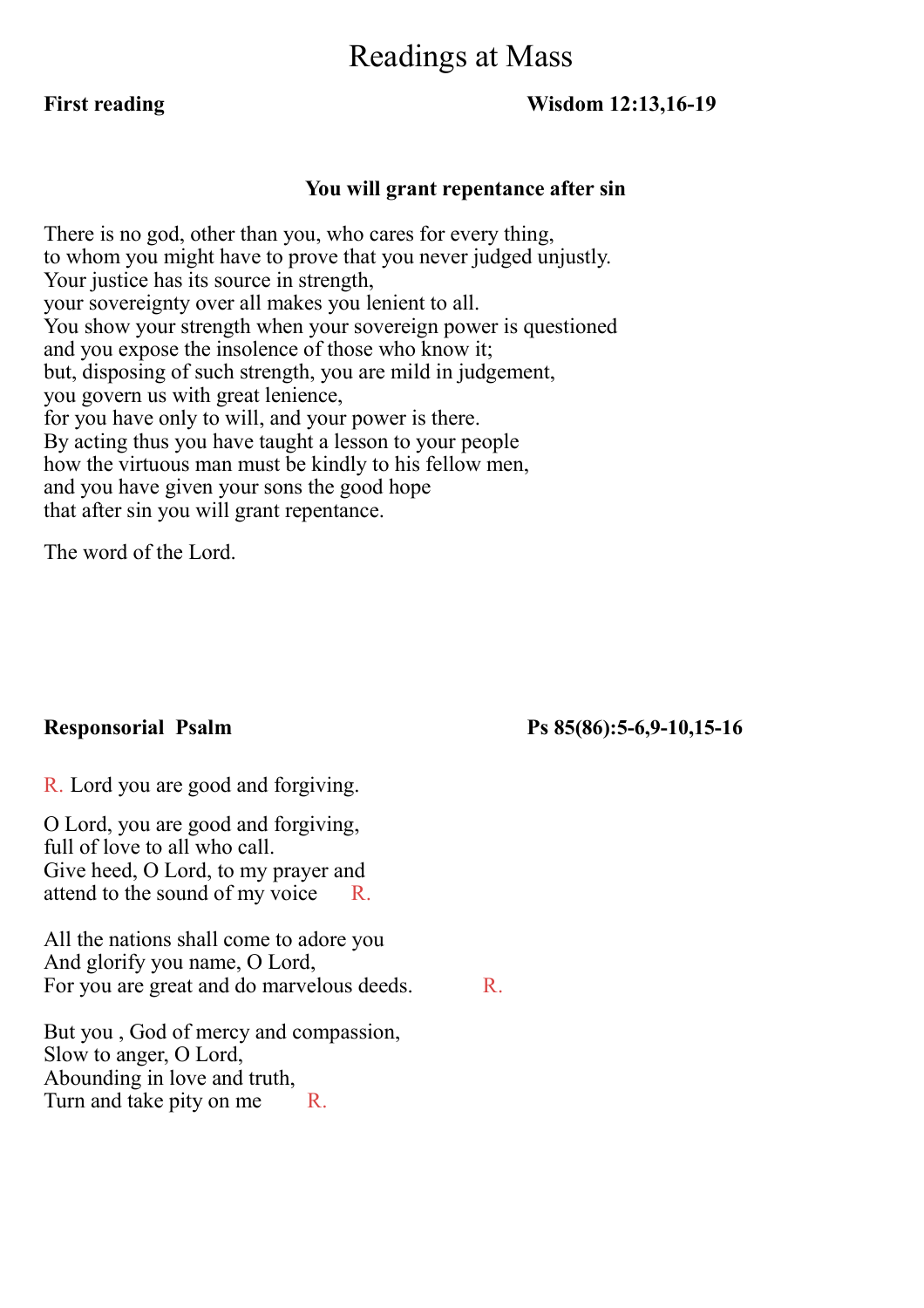# Readings at Mass

**First reading** **Wisdom 12:13,16-19**

**You will grant repentance after sin**

There is no god, other than you, who cares for every thing,
to whom you might have to prove that you never judged unjustly.
Your justice has its source in strength,
your sovereignty over all makes you lenient to all.
You show your strength when your sovereign power is questioned
and you expose the insolence of those who know it;
but, disposing of such strength, you are mild in judgement,
you govern us with great lenience,
for you have only to will, and your power is there.
By acting thus you have taught a lesson to your people
how the virtuous man must be kindly to his fellow men,
and you have given your sons the good hope
that after sin you will grant repentance.

The word of the Lord.

**Responsorial Psalm** **Ps 85(86):5-6,9-10,15-16**

R. Lord you are good and forgiving.

O Lord, you are good and forgiving,
full of love to all who call.
Give heed, O Lord, to my prayer and
attend to the sound of my voice R.

All the nations shall come to adore you
And glorify you name, O Lord,
For you are great and do marvelous deeds. R.

But you , God of mercy and compassion,
Slow to anger, O Lord,
Abounding in love and truth,
Turn and take pity on me R.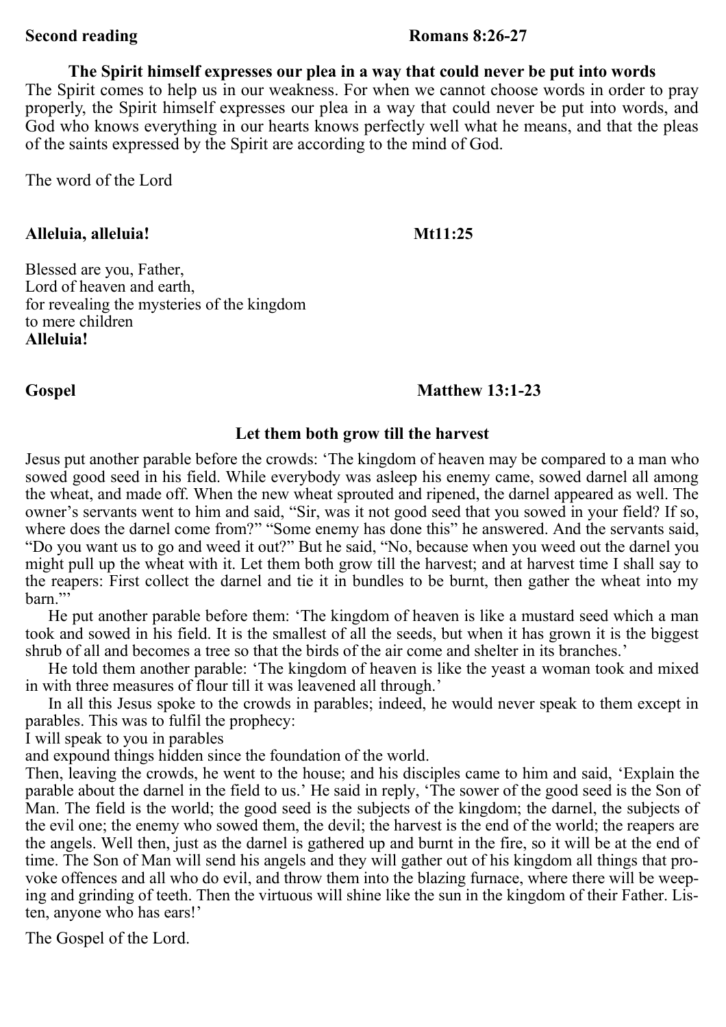**Second reading** **Romans 8:26-27**

**The Spirit himself expresses our plea in a way that could never be put into words**

The Spirit comes to help us in our weakness. For when we cannot choose words in order to pray properly, the Spirit himself expresses our plea in a way that could never be put into words, and God who knows everything in our hearts knows perfectly well what he means, and that the pleas of the saints expressed by the Spirit are according to the mind of God.

The word of the Lord

**Alleluia, alleluia!** **Mt11:25**

Blessed are you, Father,
Lord of heaven and earth,
for revealing the mysteries of the kingdom
to mere children
**Alleluia!**

**Gospel** **Matthew 13:1-23**

**Let them both grow till the harvest**

Jesus put another parable before the crowds: 'The kingdom of heaven may be compared to a man who sowed good seed in his field. While everybody was asleep his enemy came, sowed darnel all among the wheat, and made off. When the new wheat sprouted and ripened, the darnel appeared as well. The owner's servants went to him and said, "Sir, was it not good seed that you sowed in your field? If so, where does the darnel come from?" "Some enemy has done this" he answered. And the servants said, "Do you want us to go and weed it out?" But he said, "No, because when you weed out the darnel you might pull up the wheat with it. Let them both grow till the harvest; and at harvest time I shall say to the reapers: First collect the darnel and tie it in bundles to be burnt, then gather the wheat into my barn."'

He put another parable before them: 'The kingdom of heaven is like a mustard seed which a man took and sowed in his field. It is the smallest of all the seeds, but when it has grown it is the biggest shrub of all and becomes a tree so that the birds of the air come and shelter in its branches.'

He told them another parable: 'The kingdom of heaven is like the yeast a woman took and mixed in with three measures of flour till it was leavened all through.'

In all this Jesus spoke to the crowds in parables; indeed, he would never speak to them except in parables. This was to fulfil the prophecy:

I will speak to you in parables
and expound things hidden since the foundation of the world.

Then, leaving the crowds, he went to the house; and his disciples came to him and said, 'Explain the parable about the darnel in the field to us.' He said in reply, 'The sower of the good seed is the Son of Man. The field is the world; the good seed is the subjects of the kingdom; the darnel, the subjects of the evil one; the enemy who sowed them, the devil; the harvest is the end of the world; the reapers are the angels. Well then, just as the darnel is gathered up and burnt in the fire, so it will be at the end of time. The Son of Man will send his angels and they will gather out of his kingdom all things that provoke offences and all who do evil, and throw them into the blazing furnace, where there will be weeping and grinding of teeth. Then the virtuous will shine like the sun in the kingdom of their Father. Listen, anyone who has ears!'

The Gospel of the Lord.